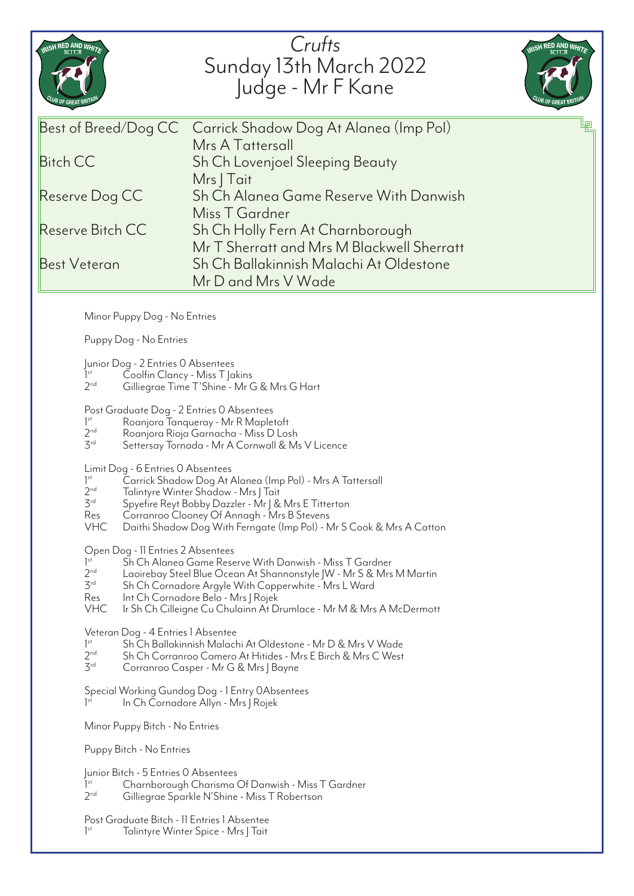# *Crufts*
## Sunday 13th March 2022
## Judge - Mr F Kane

| | |
|---|---|
| Best of Breed/Dog CC | Carrick Shadow Dog At Alanea (Imp Pol)<br>Mrs A Tattersall |
| Bitch CC | Sh Ch Lovenjoel Sleeping Beauty<br>Mrs J Tait |
| Reserve Dog CC | Sh Ch Alanea Game Reserve With Danwish<br>Miss T Gardner |
| Reserve Bitch CC | Sh Ch Holly Fern At Charnborough<br>Mr T Sherratt and Mrs M Blackwell Sherratt |
| Best Veteran | Sh Ch Ballakinnish Malachi At Oldestone<br>Mr D and Mrs V Wade |

Minor Puppy Dog - No Entries

Puppy Dog - No Entries

Junior Dog - 2 Entries 0 Absentees
1st Coolfin Clancy - Miss T Jakins
2nd Gilliegrae Time T'Shine - Mr G & Mrs G Hart

Post Graduate Dog - 2 Entries 0 Absentees
1st Roanjora Tanqueray - Mr R Mapletoft
2nd Roanjora Rioja Garnacha - Miss D Losh
3rd Settersay Tornada - Mr A Cornwall & Ms V Licence

Limit Dog - 6 Entries 0 Absentees
1st Carrick Shadow Dog At Alanea (Imp Pol) - Mrs A Tattersall
2nd Talintyre Winter Shadow - Mrs J Tait
3rd Spyefire Reyt Bobby Dazzler - Mr J & Mrs E Titterton
Res Corranroo Clooney Of Annagh - Mrs B Stevens
VHC Daithi Shadow Dog With Ferngate (Imp Pol) - Mr S Cook & Mrs A Catton

Open Dog - 11 Entries 2 Absentees
1st Sh Ch Alanea Game Reserve With Danwish - Miss T Gardner
2nd Laoirebay Steel Blue Ocean At Shannonstyle JW - Mr S & Mrs M Martin
3rd Sh Ch Cornadore Argyle With Copperwhite - Mrs L Ward
Res Int Ch Cornadore Belo - Mrs J Rojek
VHC Ir Sh Ch Cilleigne Cu Chulainn At Drumlace - Mr M & Mrs A McDermott

Veteran Dog - 4 Entries 1 Absentee
1st Sh Ch Ballakinnish Malachi At Oldestone - Mr D & Mrs V Wade
2nd Sh Ch Corranroo Camero At Hitides - Mrs E Birch & Mrs C West
3rd Corranroo Casper - Mr G & Mrs J Bayne

Special Working Gundog Dog - 1 Entry 0Absentees
1st In Ch Cornadore Allyn - Mrs J Rojek

Minor Puppy Bitch - No Entries

Puppy Bitch - No Entries

Junior Bitch - 5 Entries 0 Absentees
1st Charnborough Charisma Of Danwish - Miss T Gardner
2nd Gilliegrae Sparkle N'Shine - Miss T Robertson

Post Graduate Bitch - 11 Entries 1 Absentee
1st Talintyre Winter Spice - Mrs J Tait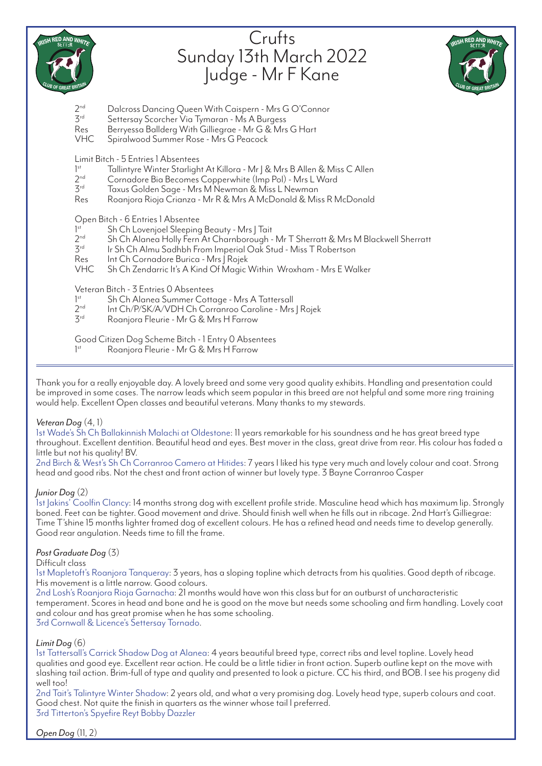# Crufts
# Sunday 13th March 2022
# Judge - Mr F Kane

2nd Dalcross Dancing Queen With Caispern - Mrs G O'Connor
3rd Settersay Scorcher Via Tymaran - Ms A Burgess
Res Berryessa Ballderg With Gilliegrae - Mr G & Mrs G Hart
VHC Spiralwood Summer Rose - Mrs G Peacock

Limit Bitch - 5 Entries 1 Absentees
1st Tallintyre Winter Starlight At Killora - Mr J & Mrs B Allen & Miss C Allen
2nd Cornadore Bia Becomes Copperwhite (Imp Pol) - Mrs L Ward
3rd Taxus Golden Sage - Mrs M Newman & Miss L Newman
Res Roanjora Rioja Crianza - Mr R & Mrs A McDonald & Miss R McDonald

Open Bitch - 6 Entries 1 Absentee
1st Sh Ch Lovenjoel Sleeping Beauty - Mrs J Tait
2nd Sh Ch Alanea Holly Fern At Charnborough - Mr T Sherratt & Mrs M Blackwell Sherratt
3rd Ir Sh Ch Almu Sadhbh From Imperial Oak Stud - Miss T Robertson
Res Int Ch Cornadore Burica - Mrs J Rojek
VHC Sh Ch Zendarric It's A Kind Of Magic Within Wroxham - Mrs E Walker

Veteran Bitch - 3 Entries 0 Absentees
1st Sh Ch Alanea Summer Cottage - Mrs A Tattersall
2nd Int Ch/P/SK/A/VDH Ch Corranroo Caroline - Mrs J Rojek
3rd Roanjora Fleurie - Mr G & Mrs H Farrow

Good Citizen Dog Scheme Bitch - 1 Entry 0 Absentees
1st Roanjora Fleurie - Mr G & Mrs H Farrow

---

Thank you for a really enjoyable day. A lovely breed and some very good quality exhibits. Handling and presentation could be improved in some cases. The narrow leads which seem popular in this breed are not helpful and some more ring training would help. Excellent Open classes and beautiful veterans. Many thanks to my stewards.

*Veteran Dog* (4, 1)
1st Wade's Sh Ch Ballakinnish Malachi at Oldestone: 11 years remarkable for his soundness and he has great breed type throughout. Excellent dentition. Beautiful head and eyes. Best mover in the class, great drive from rear. His colour has faded a little but not his quality! BV.
2nd Birch & West's Sh Ch Corranroo Camero at Hitides: 7 years I liked his type very much and lovely colour and coat. Strong head and good ribs. Not the chest and front action of winner but lovely type. 3 Bayne Corranroo Casper

*Junior Dog* (2)
1st Jakins' Coolfin Clancy: 14 months strong dog with excellent profile stride. Masculine head which has maximum lip. Strongly boned. Feet can be tighter. Good movement and drive. Should finish well when he fills out in ribcage. 2nd Hart's Gilliegrae: Time T'shine 15 months lighter framed dog of excellent colours. He has a refined head and needs time to develop generally. Good rear angulation. Needs time to fill the frame.

*Post Graduate Dog* (3)
Difficult class
1st Mapletoft's Roanjora Tanqueray: 3 years, has a sloping topline which detracts from his qualities. Good depth of ribcage. His movement is a little narrow. Good colours.
2nd Losh's Roanjora Rioja Garnacha: 21 months would have won this class but for an outburst of uncharacteristic temperament. Scores in head and bone and he is good on the move but needs some schooling and firm handling. Lovely coat and colour and has great promise when he has some schooling.
3rd Cornwall & Licence's Settersay Tornado.

*Limit Dog* (6)
1st Tattersall's Carrick Shadow Dog at Alanea: 4 years beautiful breed type, correct ribs and level topline. Lovely head qualities and good eye. Excellent rear action. He could be a little tidier in front action. Superb outline kept on the move with slashing tail action. Brim-full of type and quality and presented to look a picture. CC his third, and BOB. I see his progeny did well too!
2nd Tait's Talintyre Winter Shadow: 2 years old, and what a very promising dog. Lovely head type, superb colours and coat. Good chest. Not quite the finish in quarters as the winner whose tail I preferred.
3rd Titterton's Spyefire Reyt Bobby Dazzler

*Open Dog* (11, 2)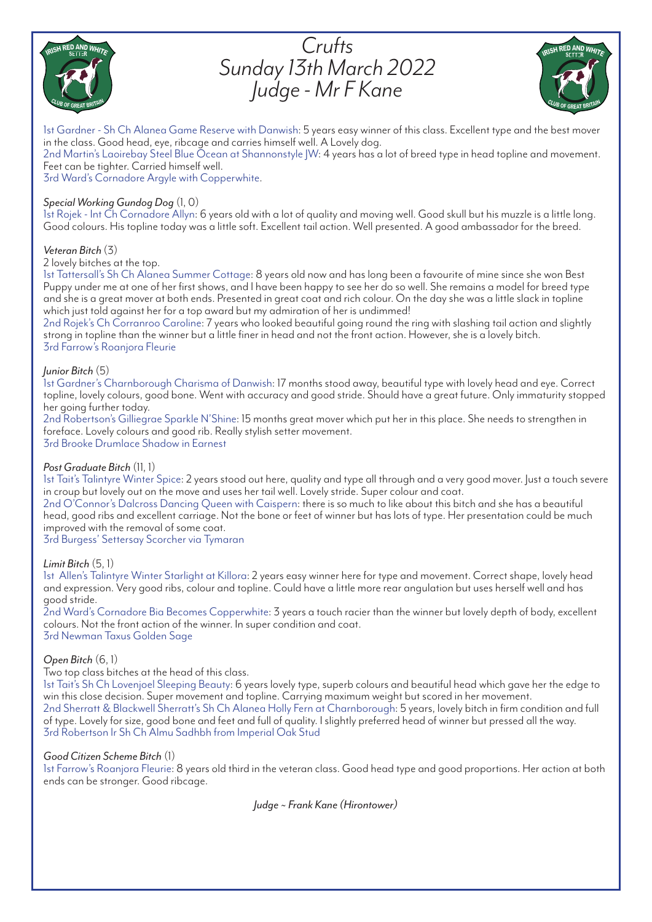# Crufts
## Sunday 13th March 2022
## Judge - Mr F Kane

1st Gardner - Sh Ch Alanea Game Reserve with Danwish: 5 years easy winner of this class. Excellent type and the best mover in the class. Good head, eye, ribcage and carries himself well. A Lovely dog.
2nd Martin's Laoirebay Steel Blue Ocean at Shannonstyle JW: 4 years has a lot of breed type in head topline and movement. Feet can be tighter. Carried himself well.
3rd Ward's Cornadore Argyle with Copperwhite.

*Special Working Gundog Dog* (1, 0)
1st Rojek - Int Ch Cornadore Allyn: 6 years old with a lot of quality and moving well. Good skull but his muzzle is a little long. Good colours. His topline today was a little soft. Excellent tail action. Well presented. A good ambassador for the breed.

*Veteran Bitch* (3)
2 lovely bitches at the top.
1st Tattersall's Sh Ch Alanea Summer Cottage: 8 years old now and has long been a favourite of mine since she won Best Puppy under me at one of her first shows, and I have been happy to see her do so well. She remains a model for breed type and she is a great mover at both ends. Presented in great coat and rich colour. On the day she was a little slack in topline which just told against her for a top award but my admiration of her is undimmed!
2nd Rojek's Ch Corranroo Caroline: 7 years who looked beautiful going round the ring with slashing tail action and slightly strong in topline than the winner but a little finer in head and not the front action. However, she is a lovely bitch.
3rd Farrow's Roanjora Fleurie

*Junior Bitch* (5)
1st Gardner's Charnborough Charisma of Danwish: 17 months stood away, beautiful type with lovely head and eye. Correct topline, lovely colours, good bone. Went with accuracy and good stride. Should have a great future. Only immaturity stopped her going further today.
2nd Robertson's Gilliegrae Sparkle N'Shine: 15 months great mover which put her in this place. She needs to strengthen in foreface. Lovely colours and good rib. Really stylish setter movement.
3rd Brooke Drumlace Shadow in Earnest

*Post Graduate Bitch* (11, 1)
1st Tait's Talintyre Winter Spice: 2 years stood out here, quality and type all through and a very good mover. Just a touch severe in croup but lovely out on the move and uses her tail well. Lovely stride. Super colour and coat.
2nd O'Connor's Dalcross Dancing Queen with Caispern: there is so much to like about this bitch and she has a beautiful head, good ribs and excellent carriage. Not the bone or feet of winner but has lots of type. Her presentation could be much improved with the removal of some coat.
3rd Burgess' Settersay Scorcher via Tymaran

*Limit Bitch* (5, 1)
1st Allen's Talintyre Winter Starlight at Killora: 2 years easy winner here for type and movement. Correct shape, lovely head and expression. Very good ribs, colour and topline. Could have a little more rear angulation but uses herself well and has good stride.
2nd Ward's Cornadore Bia Becomes Copperwhite: 3 years a touch racier than the winner but lovely depth of body, excellent colours. Not the front action of the winner. In super condition and coat.
3rd Newman Taxus Golden Sage

*Open Bitch* (6, 1)
Two top class bitches at the head of this class.
1st Tait's Sh Ch Lovenjoel Sleeping Beauty: 6 years lovely type, superb colours and beautiful head which gave her the edge to win this close decision. Super movement and topline. Carrying maximum weight but scored in her movement.
2nd Sherratt & Blackwell Sherratt's Sh Ch Alanea Holly Fern at Charnborough: 5 years, lovely bitch in firm condition and full of type. Lovely for size, good bone and feet and full of quality. I slightly preferred head of winner but pressed all the way.
3rd Robertson Ir Sh Ch Almu Sadhbh from Imperial Oak Stud

*Good Citizen Scheme Bitch* (1)
1st Farrow's Roanjora Fleurie: 8 years old third in the veteran class. Good head type and good proportions. Her action at both ends can be stronger. Good ribcage.

*Judge ~ Frank Kane (Hirontower)*